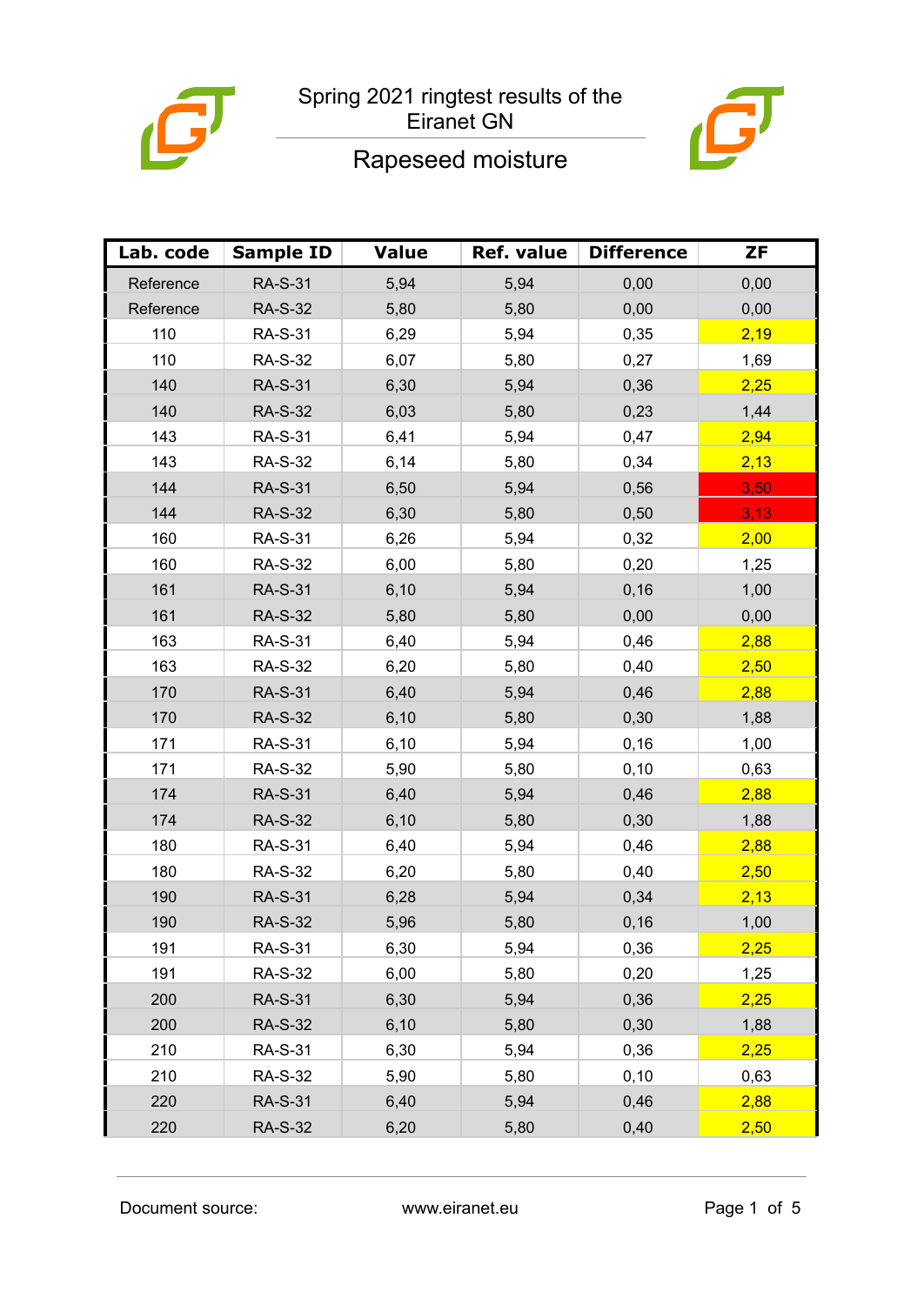# Spring 2021 ringtest results of the Eiranet GN

## Rapeseed moisture

| Lab. code | Sample ID | Value | Ref. value | Difference | ZF |
|---|---|---|---|---|---|
| Reference | RA-S-31 | 5,94 | 5,94 | 0,00 | 0,00 |
| Reference | RA-S-32 | 5,80 | 5,80 | 0,00 | 0,00 |
| 110 | RA-S-31 | 6,29 | 5,94 | 0,35 | 2,19 |
| 110 | RA-S-32 | 6,07 | 5,80 | 0,27 | 1,69 |
| 140 | RA-S-31 | 6,30 | 5,94 | 0,36 | 2,25 |
| 140 | RA-S-32 | 6,03 | 5,80 | 0,23 | 1,44 |
| 143 | RA-S-31 | 6,41 | 5,94 | 0,47 | 2,94 |
| 143 | RA-S-32 | 6,14 | 5,80 | 0,34 | 2,13 |
| 144 | RA-S-31 | 6,50 | 5,94 | 0,56 | 3,50 |
| 144 | RA-S-32 | 6,30 | 5,80 | 0,50 | 3,13 |
| 160 | RA-S-31 | 6,26 | 5,94 | 0,32 | 2,00 |
| 160 | RA-S-32 | 6,00 | 5,80 | 0,20 | 1,25 |
| 161 | RA-S-31 | 6,10 | 5,94 | 0,16 | 1,00 |
| 161 | RA-S-32 | 5,80 | 5,80 | 0,00 | 0,00 |
| 163 | RA-S-31 | 6,40 | 5,94 | 0,46 | 2,88 |
| 163 | RA-S-32 | 6,20 | 5,80 | 0,40 | 2,50 |
| 170 | RA-S-31 | 6,40 | 5,94 | 0,46 | 2,88 |
| 170 | RA-S-32 | 6,10 | 5,80 | 0,30 | 1,88 |
| 171 | RA-S-31 | 6,10 | 5,94 | 0,16 | 1,00 |
| 171 | RA-S-32 | 5,90 | 5,80 | 0,10 | 0,63 |
| 174 | RA-S-31 | 6,40 | 5,94 | 0,46 | 2,88 |
| 174 | RA-S-32 | 6,10 | 5,80 | 0,30 | 1,88 |
| 180 | RA-S-31 | 6,40 | 5,94 | 0,46 | 2,88 |
| 180 | RA-S-32 | 6,20 | 5,80 | 0,40 | 2,50 |
| 190 | RA-S-31 | 6,28 | 5,94 | 0,34 | 2,13 |
| 190 | RA-S-32 | 5,96 | 5,80 | 0,16 | 1,00 |
| 191 | RA-S-31 | 6,30 | 5,94 | 0,36 | 2,25 |
| 191 | RA-S-32 | 6,00 | 5,80 | 0,20 | 1,25 |
| 200 | RA-S-31 | 6,30 | 5,94 | 0,36 | 2,25 |
| 200 | RA-S-32 | 6,10 | 5,80 | 0,30 | 1,88 |
| 210 | RA-S-31 | 6,30 | 5,94 | 0,36 | 2,25 |
| 210 | RA-S-32 | 5,90 | 5,80 | 0,10 | 0,63 |
| 220 | RA-S-31 | 6,40 | 5,94 | 0,46 | 2,88 |
| 220 | RA-S-32 | 6,20 | 5,80 | 0,40 | 2,50 |

Document source: www.eiranet.eu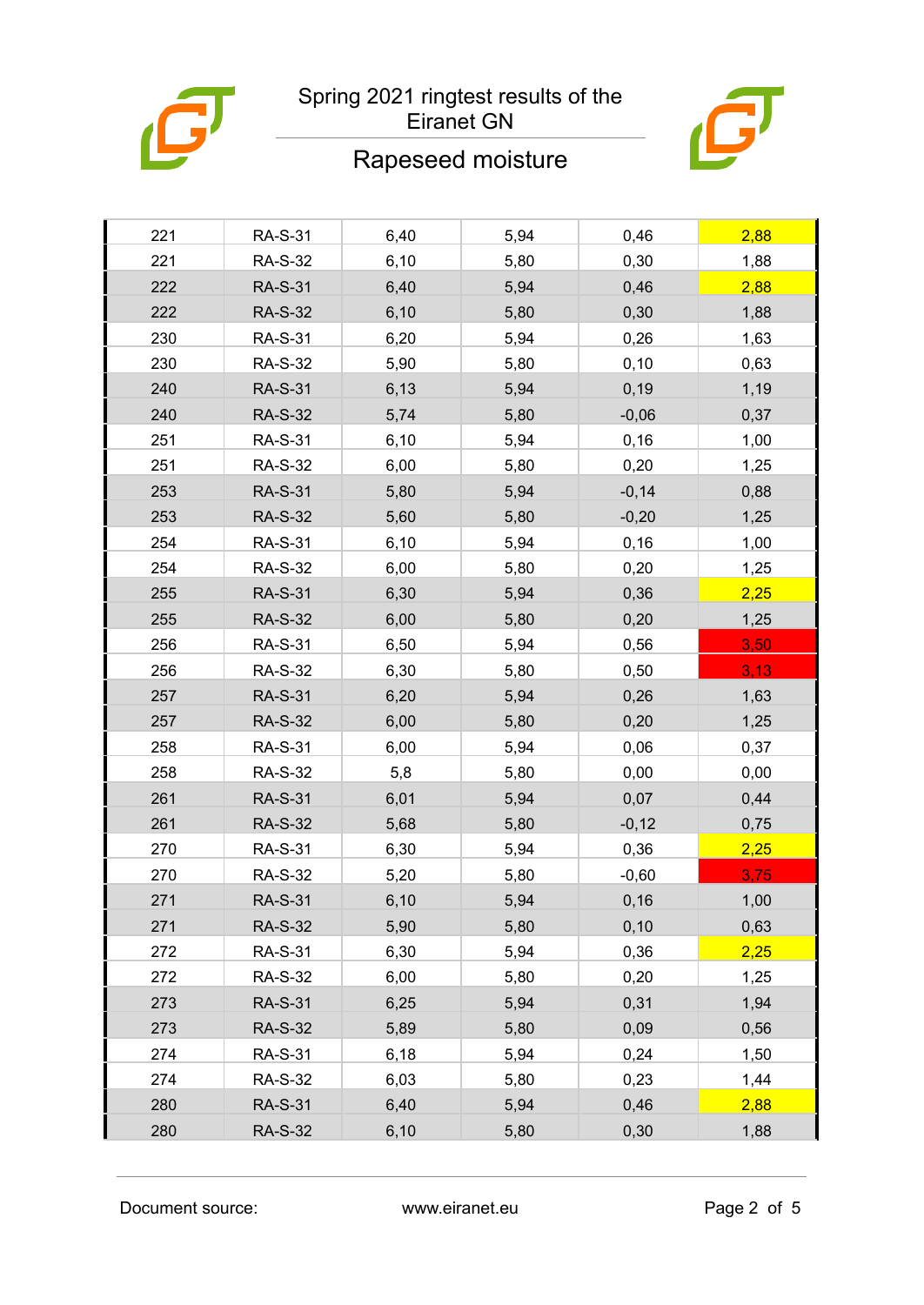# Spring 2021 ringtest results of the Eiranet GN

## Rapeseed moisture

| | | | | | |
|---|---|---|---|---|---|
| 221 | RA-S-31 | 6,40 | 5,94 | 0,46 | 2,88 |
| 221 | RA-S-32 | 6,10 | 5,80 | 0,30 | 1,88 |
| 222 | RA-S-31 | 6,40 | 5,94 | 0,46 | 2,88 |
| 222 | RA-S-32 | 6,10 | 5,80 | 0,30 | 1,88 |
| 230 | RA-S-31 | 6,20 | 5,94 | 0,26 | 1,63 |
| 230 | RA-S-32 | 5,90 | 5,80 | 0,10 | 0,63 |
| 240 | RA-S-31 | 6,13 | 5,94 | 0,19 | 1,19 |
| 240 | RA-S-32 | 5,74 | 5,80 | -0,06 | 0,37 |
| 251 | RA-S-31 | 6,10 | 5,94 | 0,16 | 1,00 |
| 251 | RA-S-32 | 6,00 | 5,80 | 0,20 | 1,25 |
| 253 | RA-S-31 | 5,80 | 5,94 | -0,14 | 0,88 |
| 253 | RA-S-32 | 5,60 | 5,80 | -0,20 | 1,25 |
| 254 | RA-S-31 | 6,10 | 5,94 | 0,16 | 1,00 |
| 254 | RA-S-32 | 6,00 | 5,80 | 0,20 | 1,25 |
| 255 | RA-S-31 | 6,30 | 5,94 | 0,36 | 2,25 |
| 255 | RA-S-32 | 6,00 | 5,80 | 0,20 | 1,25 |
| 256 | RA-S-31 | 6,50 | 5,94 | 0,56 | 3,50 |
| 256 | RA-S-32 | 6,30 | 5,80 | 0,50 | 3,13 |
| 257 | RA-S-31 | 6,20 | 5,94 | 0,26 | 1,63 |
| 257 | RA-S-32 | 6,00 | 5,80 | 0,20 | 1,25 |
| 258 | RA-S-31 | 6,00 | 5,94 | 0,06 | 0,37 |
| 258 | RA-S-32 | 5,8 | 5,80 | 0,00 | 0,00 |
| 261 | RA-S-31 | 6,01 | 5,94 | 0,07 | 0,44 |
| 261 | RA-S-32 | 5,68 | 5,80 | -0,12 | 0,75 |
| 270 | RA-S-31 | 6,30 | 5,94 | 0,36 | 2,25 |
| 270 | RA-S-32 | 5,20 | 5,80 | -0,60 | 3,75 |
| 271 | RA-S-31 | 6,10 | 5,94 | 0,16 | 1,00 |
| 271 | RA-S-32 | 5,90 | 5,80 | 0,10 | 0,63 |
| 272 | RA-S-31 | 6,30 | 5,94 | 0,36 | 2,25 |
| 272 | RA-S-32 | 6,00 | 5,80 | 0,20 | 1,25 |
| 273 | RA-S-31 | 6,25 | 5,94 | 0,31 | 1,94 |
| 273 | RA-S-32 | 5,89 | 5,80 | 0,09 | 0,56 |
| 274 | RA-S-31 | 6,18 | 5,94 | 0,24 | 1,50 |
| 274 | RA-S-32 | 6,03 | 5,80 | 0,23 | 1,44 |
| 280 | RA-S-31 | 6,40 | 5,94 | 0,46 | 2,88 |
| 280 | RA-S-32 | 6,10 | 5,80 | 0,30 | 1,88 |

Document source: www.eiranet.eu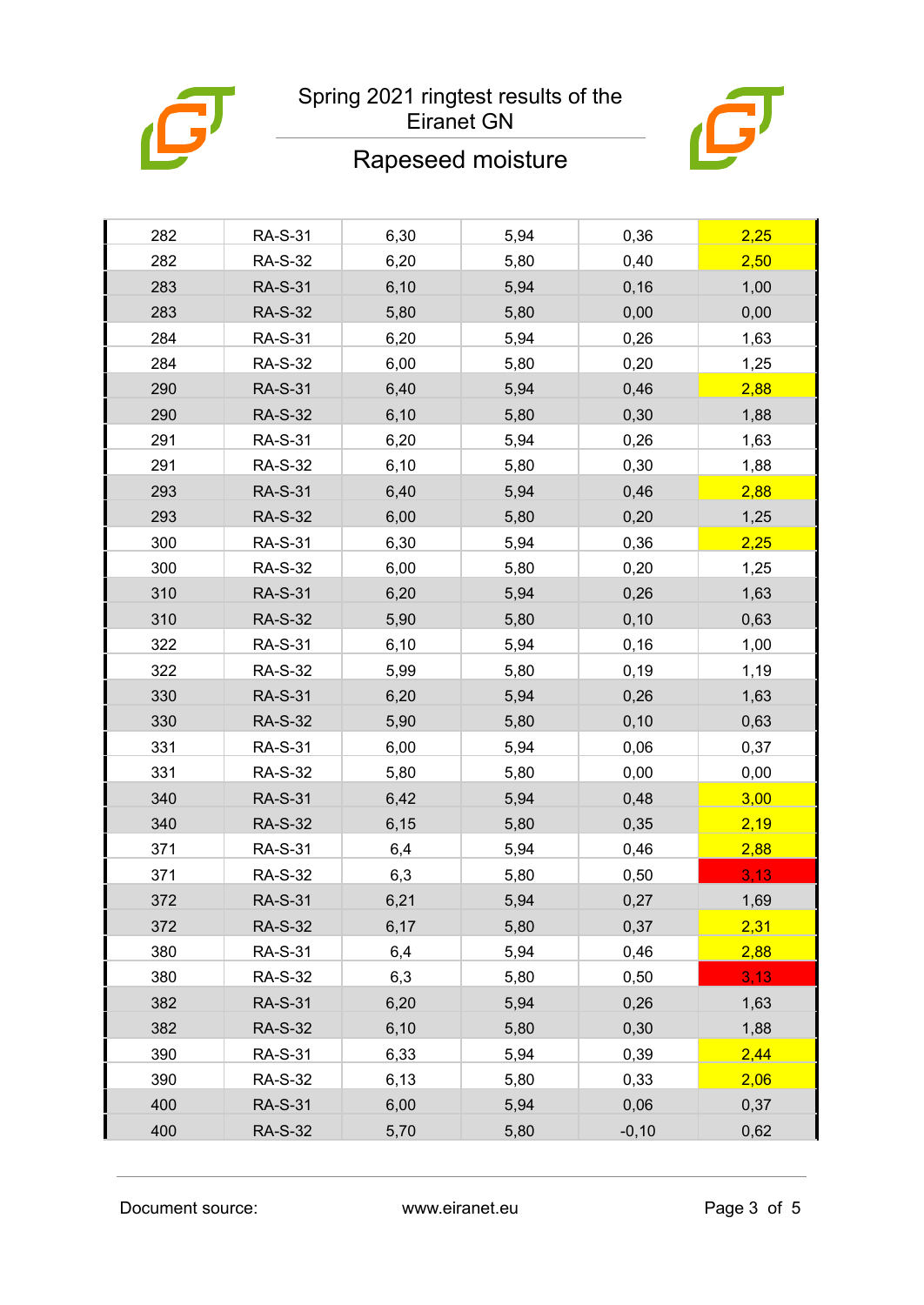# Spring 2021 ringtest results of the Eiranet GN

## Rapeseed moisture

| | | | | | |
|---|---|---|---|---|---|
| 282 | RA-S-31 | 6,30 | 5,94 | 0,36 | 2,25 |
| 282 | RA-S-32 | 6,20 | 5,80 | 0,40 | 2,50 |
| 283 | RA-S-31 | 6,10 | 5,94 | 0,16 | 1,00 |
| 283 | RA-S-32 | 5,80 | 5,80 | 0,00 | 0,00 |
| 284 | RA-S-31 | 6,20 | 5,94 | 0,26 | 1,63 |
| 284 | RA-S-32 | 6,00 | 5,80 | 0,20 | 1,25 |
| 290 | RA-S-31 | 6,40 | 5,94 | 0,46 | 2,88 |
| 290 | RA-S-32 | 6,10 | 5,80 | 0,30 | 1,88 |
| 291 | RA-S-31 | 6,20 | 5,94 | 0,26 | 1,63 |
| 291 | RA-S-32 | 6,10 | 5,80 | 0,30 | 1,88 |
| 293 | RA-S-31 | 6,40 | 5,94 | 0,46 | 2,88 |
| 293 | RA-S-32 | 6,00 | 5,80 | 0,20 | 1,25 |
| 300 | RA-S-31 | 6,30 | 5,94 | 0,36 | 2,25 |
| 300 | RA-S-32 | 6,00 | 5,80 | 0,20 | 1,25 |
| 310 | RA-S-31 | 6,20 | 5,94 | 0,26 | 1,63 |
| 310 | RA-S-32 | 5,90 | 5,80 | 0,10 | 0,63 |
| 322 | RA-S-31 | 6,10 | 5,94 | 0,16 | 1,00 |
| 322 | RA-S-32 | 5,99 | 5,80 | 0,19 | 1,19 |
| 330 | RA-S-31 | 6,20 | 5,94 | 0,26 | 1,63 |
| 330 | RA-S-32 | 5,90 | 5,80 | 0,10 | 0,63 |
| 331 | RA-S-31 | 6,00 | 5,94 | 0,06 | 0,37 |
| 331 | RA-S-32 | 5,80 | 5,80 | 0,00 | 0,00 |
| 340 | RA-S-31 | 6,42 | 5,94 | 0,48 | 3,00 |
| 340 | RA-S-32 | 6,15 | 5,80 | 0,35 | 2,19 |
| 371 | RA-S-31 | 6,4 | 5,94 | 0,46 | 2,88 |
| 371 | RA-S-32 | 6,3 | 5,80 | 0,50 | 3,13 |
| 372 | RA-S-31 | 6,21 | 5,94 | 0,27 | 1,69 |
| 372 | RA-S-32 | 6,17 | 5,80 | 0,37 | 2,31 |
| 380 | RA-S-31 | 6,4 | 5,94 | 0,46 | 2,88 |
| 380 | RA-S-32 | 6,3 | 5,80 | 0,50 | 3,13 |
| 382 | RA-S-31 | 6,20 | 5,94 | 0,26 | 1,63 |
| 382 | RA-S-32 | 6,10 | 5,80 | 0,30 | 1,88 |
| 390 | RA-S-31 | 6,33 | 5,94 | 0,39 | 2,44 |
| 390 | RA-S-32 | 6,13 | 5,80 | 0,33 | 2,06 |
| 400 | RA-S-31 | 6,00 | 5,94 | 0,06 | 0,37 |
| 400 | RA-S-32 | 5,70 | 5,80 | -0,10 | 0,62 |

Document source: www.eiranet.eu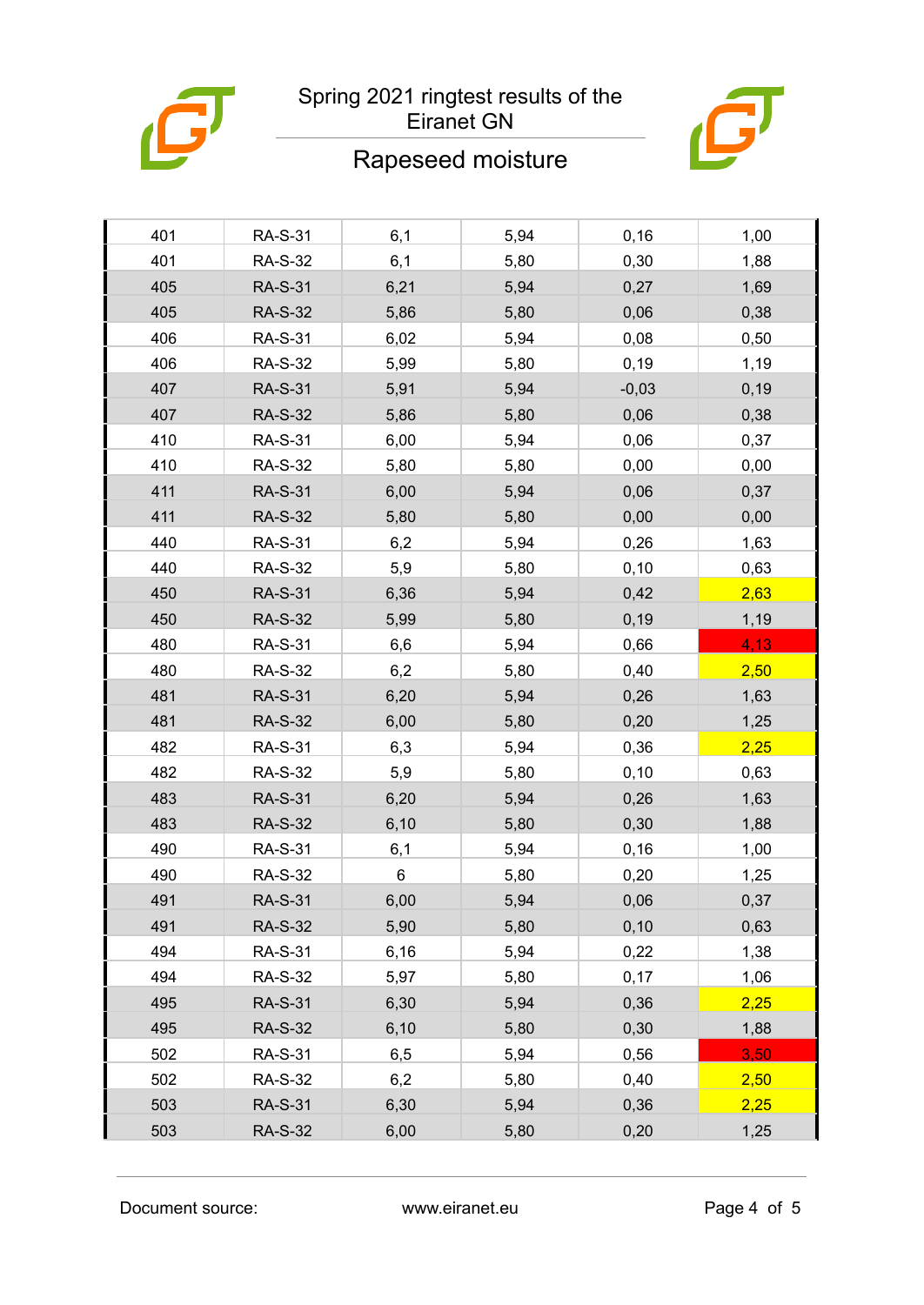# Spring 2021 ringtest results of the Eiranet GN

## Rapeseed moisture

| | | | | | |
|---|---|---|---|---|---|
| 401 | RA-S-31 | 6,1 | 5,94 | 0,16 | 1,00 |
| 401 | RA-S-32 | 6,1 | 5,80 | 0,30 | 1,88 |
| 405 | RA-S-31 | 6,21 | 5,94 | 0,27 | 1,69 |
| 405 | RA-S-32 | 5,86 | 5,80 | 0,06 | 0,38 |
| 406 | RA-S-31 | 6,02 | 5,94 | 0,08 | 0,50 |
| 406 | RA-S-32 | 5,99 | 5,80 | 0,19 | 1,19 |
| 407 | RA-S-31 | 5,91 | 5,94 | -0,03 | 0,19 |
| 407 | RA-S-32 | 5,86 | 5,80 | 0,06 | 0,38 |
| 410 | RA-S-31 | 6,00 | 5,94 | 0,06 | 0,37 |
| 410 | RA-S-32 | 5,80 | 5,80 | 0,00 | 0,00 |
| 411 | RA-S-31 | 6,00 | 5,94 | 0,06 | 0,37 |
| 411 | RA-S-32 | 5,80 | 5,80 | 0,00 | 0,00 |
| 440 | RA-S-31 | 6,2 | 5,94 | 0,26 | 1,63 |
| 440 | RA-S-32 | 5,9 | 5,80 | 0,10 | 0,63 |
| 450 | RA-S-31 | 6,36 | 5,94 | 0,42 | 2,63 |
| 450 | RA-S-32 | 5,99 | 5,80 | 0,19 | 1,19 |
| 480 | RA-S-31 | 6,6 | 5,94 | 0,66 | 4,13 |
| 480 | RA-S-32 | 6,2 | 5,80 | 0,40 | 2,50 |
| 481 | RA-S-31 | 6,20 | 5,94 | 0,26 | 1,63 |
| 481 | RA-S-32 | 6,00 | 5,80 | 0,20 | 1,25 |
| 482 | RA-S-31 | 6,3 | 5,94 | 0,36 | 2,25 |
| 482 | RA-S-32 | 5,9 | 5,80 | 0,10 | 0,63 |
| 483 | RA-S-31 | 6,20 | 5,94 | 0,26 | 1,63 |
| 483 | RA-S-32 | 6,10 | 5,80 | 0,30 | 1,88 |
| 490 | RA-S-31 | 6,1 | 5,94 | 0,16 | 1,00 |
| 490 | RA-S-32 | 6 | 5,80 | 0,20 | 1,25 |
| 491 | RA-S-31 | 6,00 | 5,94 | 0,06 | 0,37 |
| 491 | RA-S-32 | 5,90 | 5,80 | 0,10 | 0,63 |
| 494 | RA-S-31 | 6,16 | 5,94 | 0,22 | 1,38 |
| 494 | RA-S-32 | 5,97 | 5,80 | 0,17 | 1,06 |
| 495 | RA-S-31 | 6,30 | 5,94 | 0,36 | 2,25 |
| 495 | RA-S-32 | 6,10 | 5,80 | 0,30 | 1,88 |
| 502 | RA-S-31 | 6,5 | 5,94 | 0,56 | 3,50 |
| 502 | RA-S-32 | 6,2 | 5,80 | 0,40 | 2,50 |
| 503 | RA-S-31 | 6,30 | 5,94 | 0,36 | 2,25 |
| 503 | RA-S-32 | 6,00 | 5,80 | 0,20 | 1,25 |

Document source: www.eiranet.eu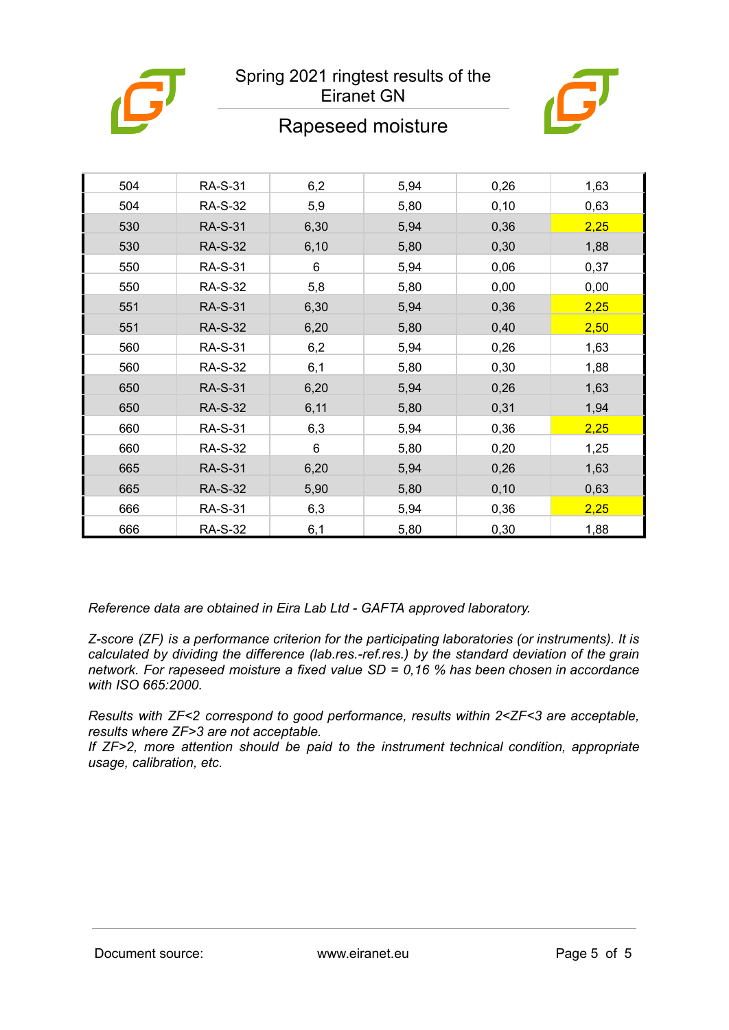Spring 2021 ringtest results of the Eiranet GN

# Rapeseed moisture

| | | | | | |
|---|---|---|---|---|---|
| 504 | RA-S-31 | 6,2 | 5,94 | 0,26 | 1,63 |
| 504 | RA-S-32 | 5,9 | 5,80 | 0,10 | 0,63 |
| 530 | RA-S-31 | 6,30 | 5,94 | 0,36 | 2,25 |
| 530 | RA-S-32 | 6,10 | 5,80 | 0,30 | 1,88 |
| 550 | RA-S-31 | 6 | 5,94 | 0,06 | 0,37 |
| 550 | RA-S-32 | 5,8 | 5,80 | 0,00 | 0,00 |
| 551 | RA-S-31 | 6,30 | 5,94 | 0,36 | 2,25 |
| 551 | RA-S-32 | 6,20 | 5,80 | 0,40 | 2,50 |
| 560 | RA-S-31 | 6,2 | 5,94 | 0,26 | 1,63 |
| 560 | RA-S-32 | 6,1 | 5,80 | 0,30 | 1,88 |
| 650 | RA-S-31 | 6,20 | 5,94 | 0,26 | 1,63 |
| 650 | RA-S-32 | 6,11 | 5,80 | 0,31 | 1,94 |
| 660 | RA-S-31 | 6,3 | 5,94 | 0,36 | 2,25 |
| 660 | RA-S-32 | 6 | 5,80 | 0,20 | 1,25 |
| 665 | RA-S-31 | 6,20 | 5,94 | 0,26 | 1,63 |
| 665 | RA-S-32 | 5,90 | 5,80 | 0,10 | 0,63 |
| 666 | RA-S-31 | 6,3 | 5,94 | 0,36 | 2,25 |
| 666 | RA-S-32 | 6,1 | 5,80 | 0,30 | 1,88 |

*Reference data are obtained in Eira Lab Ltd - GAFTA approved laboratory.*

*Z-score (ZF) is a performance criterion for the participating laboratories (or instruments). It is calculated by dividing the difference (lab.res.-ref.res.) by the standard deviation of the grain network. For rapeseed moisture a fixed value SD = 0,16 % has been chosen in accordance with ISO 665:2000.*

*Results with ZF<2 correspond to good performance, results within 2<ZF<3 are acceptable, results where ZF>3 are not acceptable.*
*If ZF>2, more attention should be paid to the instrument technical condition, appropriate usage, calibration, etc.*

Document source: www.eiranet.eu